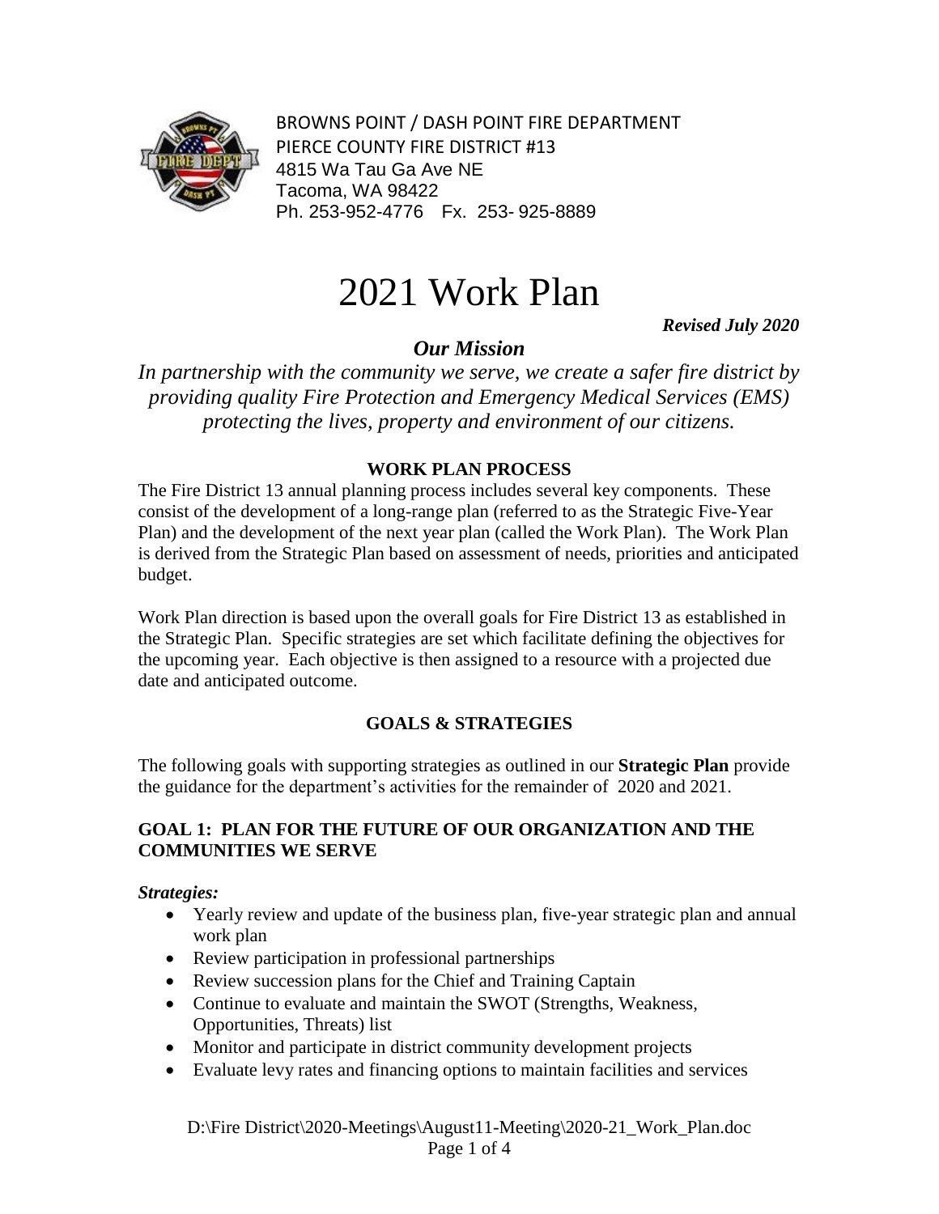BROWNS POINT / DASH POINT FIRE DEPARTMENT
PIERCE COUNTY FIRE DISTRICT #13
4815 Wa Tau Ga Ave NE
Tacoma, WA 98422
Ph. 253-952-4776   Fx. 253- 925-8889

# 2021 Work Plan

***Revised July 2020***

## *Our Mission*

*In partnership with the community we serve, we create a safer fire district by providing quality Fire Protection and Emergency Medical Services (EMS) protecting the lives, property and environment of our citizens.*

### WORK PLAN PROCESS

The Fire District 13 annual planning process includes several key components. These consist of the development of a long-range plan (referred to as the Strategic Five-Year Plan) and the development of the next year plan (called the Work Plan). The Work Plan is derived from the Strategic Plan based on assessment of needs, priorities and anticipated budget.

Work Plan direction is based upon the overall goals for Fire District 13 as established in the Strategic Plan. Specific strategies are set which facilitate defining the objectives for the upcoming year. Each objective is then assigned to a resource with a projected due date and anticipated outcome.

### GOALS & STRATEGIES

The following goals with supporting strategies as outlined in our **Strategic Plan** provide the guidance for the department's activities for the remainder of 2020 and 2021.

#### GOAL 1: PLAN FOR THE FUTURE OF OUR ORGANIZATION AND THE COMMUNITIES WE SERVE

***Strategies:***

- Yearly review and update of the business plan, five-year strategic plan and annual work plan
- Review participation in professional partnerships
- Review succession plans for the Chief and Training Captain
- Continue to evaluate and maintain the SWOT (Strengths, Weakness, Opportunities, Threats) list
- Monitor and participate in district community development projects
- Evaluate levy rates and financing options to maintain facilities and services

D:\Fire District\2020-Meetings\August11-Meeting\2020-21_Work_Plan.doc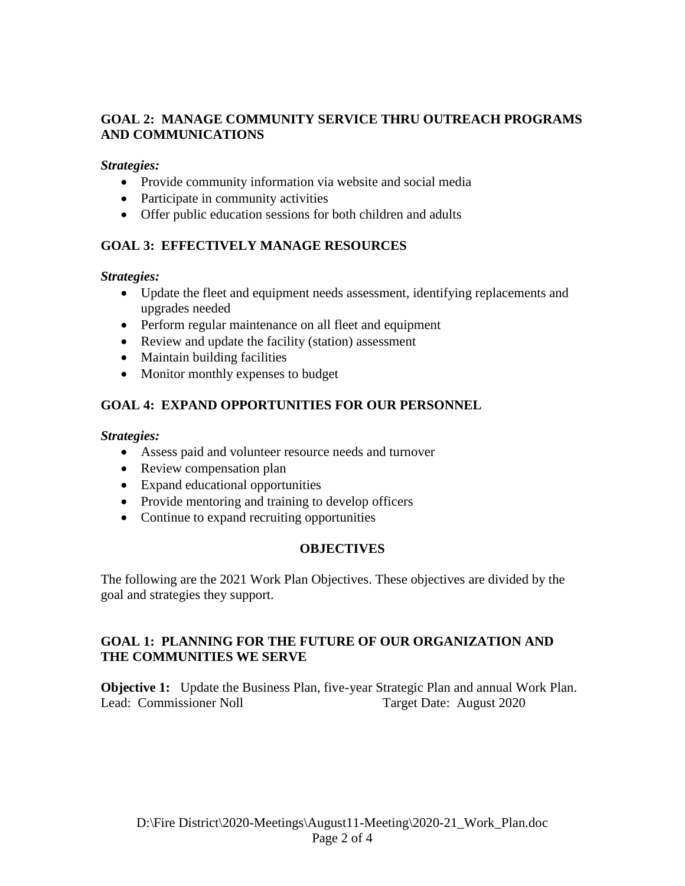## GOAL 2: MANAGE COMMUNITY SERVICE THRU OUTREACH PROGRAMS AND COMMUNICATIONS

***Strategies:***

- Provide community information via website and social media
- Participate in community activities
- Offer public education sessions for both children and adults

## GOAL 3: EFFECTIVELY MANAGE RESOURCES

***Strategies:***

- Update the fleet and equipment needs assessment, identifying replacements and upgrades needed
- Perform regular maintenance on all fleet and equipment
- Review and update the facility (station) assessment
- Maintain building facilities
- Monitor monthly expenses to budget

## GOAL 4: EXPAND OPPORTUNITIES FOR OUR PERSONNEL

***Strategies:***

- Assess paid and volunteer resource needs and turnover
- Review compensation plan
- Expand educational opportunities
- Provide mentoring and training to develop officers
- Continue to expand recruiting opportunities

# OBJECTIVES

The following are the 2021 Work Plan Objectives. These objectives are divided by the goal and strategies they support.

## GOAL 1: PLANNING FOR THE FUTURE OF OUR ORGANIZATION AND THE COMMUNITIES WE SERVE

**Objective 1:** Update the Business Plan, five-year Strategic Plan and annual Work Plan.
Lead: Commissioner Noll Target Date: August 2020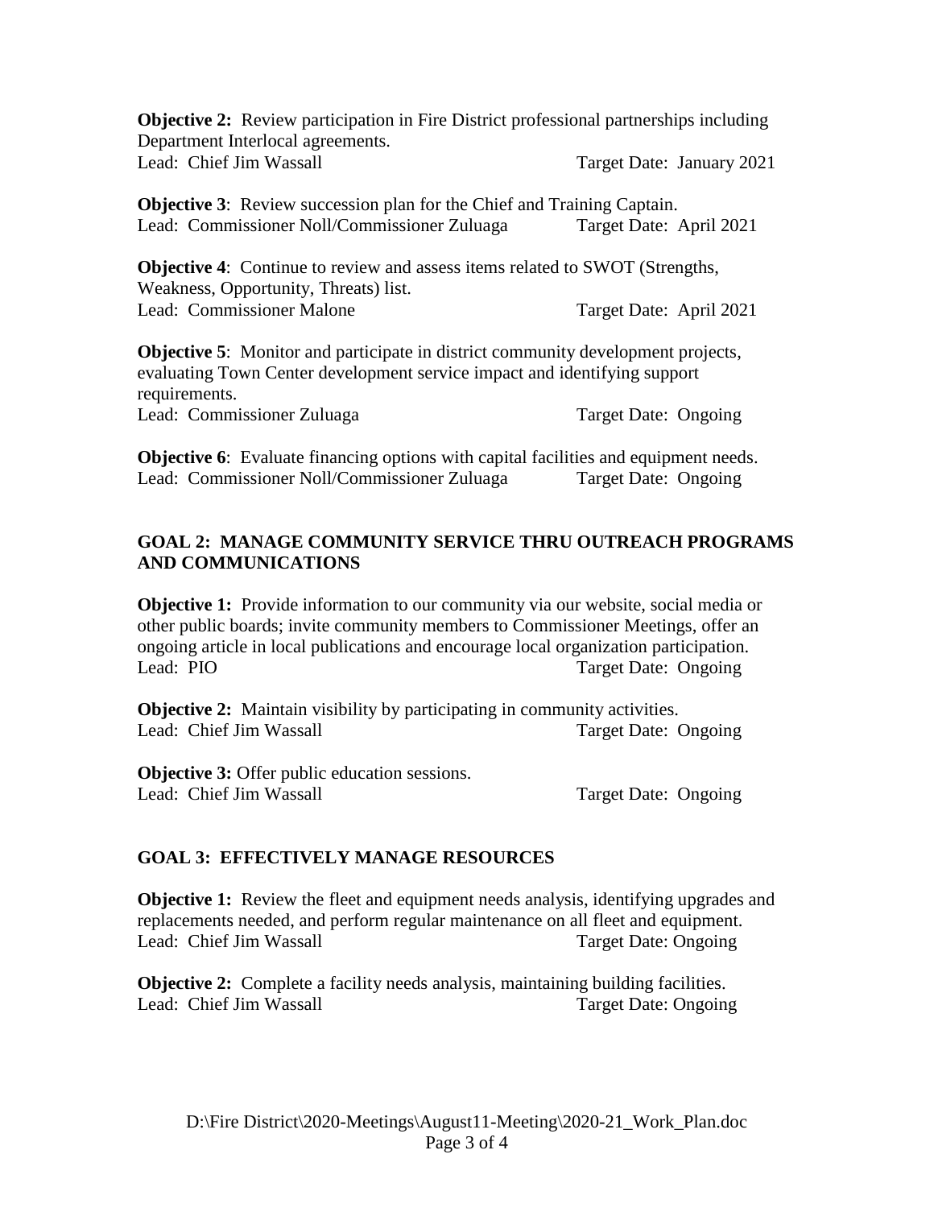**Objective 2:** Review participation in Fire District professional partnerships including Department Interlocal agreements.
Lead: Chief Jim Wassall Target Date: January 2021

**Objective 3**: Review succession plan for the Chief and Training Captain.
Lead: Commissioner Noll/Commissioner Zuluaga Target Date: April 2021

**Objective 4**: Continue to review and assess items related to SWOT (Strengths, Weakness, Opportunity, Threats) list.
Lead: Commissioner Malone Target Date: April 2021

**Objective 5**: Monitor and participate in district community development projects, evaluating Town Center development service impact and identifying support requirements.
Lead: Commissioner Zuluaga Target Date: Ongoing

**Objective 6**: Evaluate financing options with capital facilities and equipment needs.
Lead: Commissioner Noll/Commissioner Zuluaga Target Date: Ongoing

## GOAL 2: MANAGE COMMUNITY SERVICE THRU OUTREACH PROGRAMS AND COMMUNICATIONS

**Objective 1:** Provide information to our community via our website, social media or other public boards; invite community members to Commissioner Meetings, offer an ongoing article in local publications and encourage local organization participation.
Lead: PIO Target Date: Ongoing

**Objective 2:** Maintain visibility by participating in community activities.
Lead: Chief Jim Wassall Target Date: Ongoing

**Objective 3:** Offer public education sessions.
Lead: Chief Jim Wassall Target Date: Ongoing

## GOAL 3: EFFECTIVELY MANAGE RESOURCES

**Objective 1:** Review the fleet and equipment needs analysis, identifying upgrades and replacements needed, and perform regular maintenance on all fleet and equipment.
Lead: Chief Jim Wassall Target Date: Ongoing

**Objective 2:** Complete a facility needs analysis, maintaining building facilities.
Lead: Chief Jim Wassall Target Date: Ongoing

D:\Fire District\2020-Meetings\August11-Meeting\2020-21_Work_Plan.doc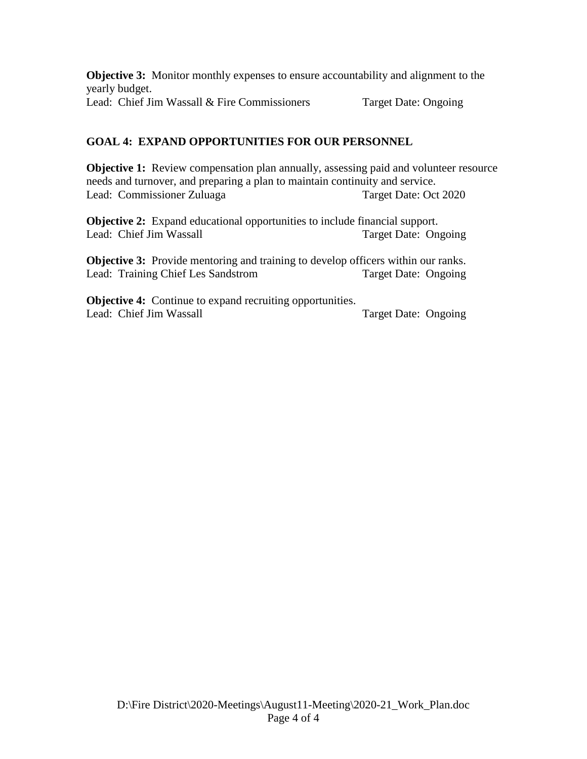**Objective 3:** Monitor monthly expenses to ensure accountability and alignment to the yearly budget.
Lead: Chief Jim Wassall & Fire Commissioners Target Date: Ongoing

**GOAL 4: EXPAND OPPORTUNITIES FOR OUR PERSONNEL**

**Objective 1:** Review compensation plan annually, assessing paid and volunteer resource needs and turnover, and preparing a plan to maintain continuity and service.
Lead: Commissioner Zuluaga Target Date: Oct 2020

**Objective 2:** Expand educational opportunities to include financial support.
Lead: Chief Jim Wassall Target Date: Ongoing

**Objective 3:** Provide mentoring and training to develop officers within our ranks.
Lead: Training Chief Les Sandstrom Target Date: Ongoing

**Objective 4:** Continue to expand recruiting opportunities.
Lead: Chief Jim Wassall Target Date: Ongoing

D:\Fire District\2020-Meetings\August11-Meeting\2020-21_Work_Plan.doc